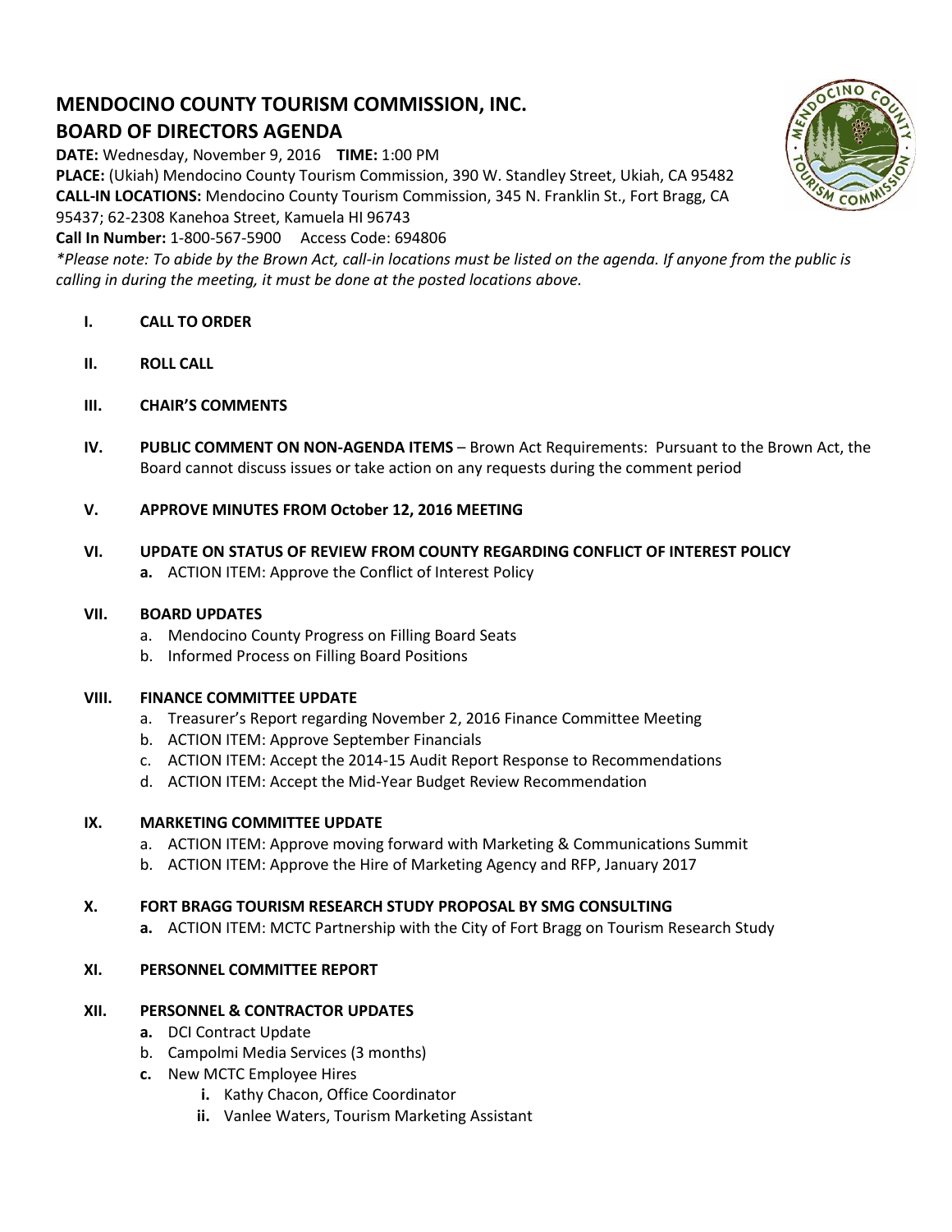# MENDOCINO COUNTY TOURISM COMMISSION, INC.
# BOARD OF DIRECTORS AGENDA

**DATE:** Wednesday, November 9, 2016 **TIME:** 1:00 PM
**PLACE:** (Ukiah) Mendocino County Tourism Commission, 390 W. Standley Street, Ukiah, CA 95482
**CALL-IN LOCATIONS:** Mendocino County Tourism Commission, 345 N. Franklin St., Fort Bragg, CA 95437; 62-2308 Kanehoa Street, Kamuela HI 96743
**Call In Number:** 1-800-567-5900 Access Code: 694806
*\*Please note: To abide by the Brown Act, call-in locations must be listed on the agenda. If anyone from the public is calling in during the meeting, it must be done at the posted locations above.*

**I. CALL TO ORDER**

**II. ROLL CALL**

**III. CHAIR'S COMMENTS**

**IV. PUBLIC COMMENT ON NON-AGENDA ITEMS** – Brown Act Requirements: Pursuant to the Brown Act, the Board cannot discuss issues or take action on any requests during the comment period

**V. APPROVE MINUTES FROM October 12, 2016 MEETING**

**VI. UPDATE ON STATUS OF REVIEW FROM COUNTY REGARDING CONFLICT OF INTEREST POLICY**
- **a.** ACTION ITEM: Approve the Conflict of Interest Policy

**VII. BOARD UPDATES**
- a. Mendocino County Progress on Filling Board Seats
- b. Informed Process on Filling Board Positions

**VIII. FINANCE COMMITTEE UPDATE**
- a. Treasurer's Report regarding November 2, 2016 Finance Committee Meeting
- b. ACTION ITEM: Approve September Financials
- c. ACTION ITEM: Accept the 2014-15 Audit Report Response to Recommendations
- d. ACTION ITEM: Accept the Mid-Year Budget Review Recommendation

**IX. MARKETING COMMITTEE UPDATE**
- a. ACTION ITEM: Approve moving forward with Marketing & Communications Summit
- b. ACTION ITEM: Approve the Hire of Marketing Agency and RFP, January 2017

**X. FORT BRAGG TOURISM RESEARCH STUDY PROPOSAL BY SMG CONSULTING**
- **a.** ACTION ITEM: MCTC Partnership with the City of Fort Bragg on Tourism Research Study

**XI. PERSONNEL COMMITTEE REPORT**

**XII. PERSONNEL & CONTRACTOR UPDATES**
- **a.** DCI Contract Update
- b. Campolmi Media Services (3 months)
- **c.** New MCTC Employee Hires
  - **i.** Kathy Chacon, Office Coordinator
  - **ii.** Vanlee Waters, Tourism Marketing Assistant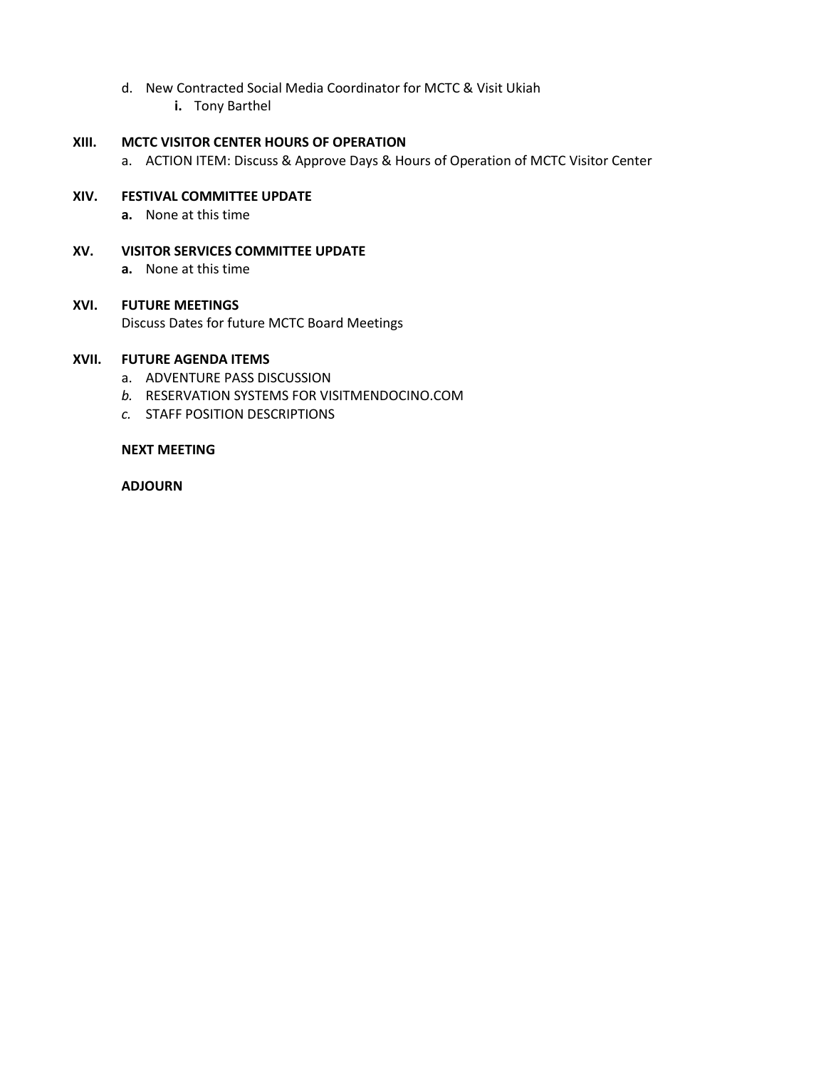d. New Contracted Social Media Coordinator for MCTC & Visit Ukiah
    - **i.** Tony Barthel

**XIII. MCTC VISITOR CENTER HOURS OF OPERATION**

a. ACTION ITEM: Discuss & Approve Days & Hours of Operation of MCTC Visitor Center

**XIV. FESTIVAL COMMITTEE UPDATE**

**a.** None at this time

**XV. VISITOR SERVICES COMMITTEE UPDATE**

**a.** None at this time

**XVI. FUTURE MEETINGS**

Discuss Dates for future MCTC Board Meetings

**XVII. FUTURE AGENDA ITEMS**

a. ADVENTURE PASS DISCUSSION

*b.* RESERVATION SYSTEMS FOR VISITMENDOCINO.COM

*c.* STAFF POSITION DESCRIPTIONS

**NEXT MEETING**

**ADJOURN**